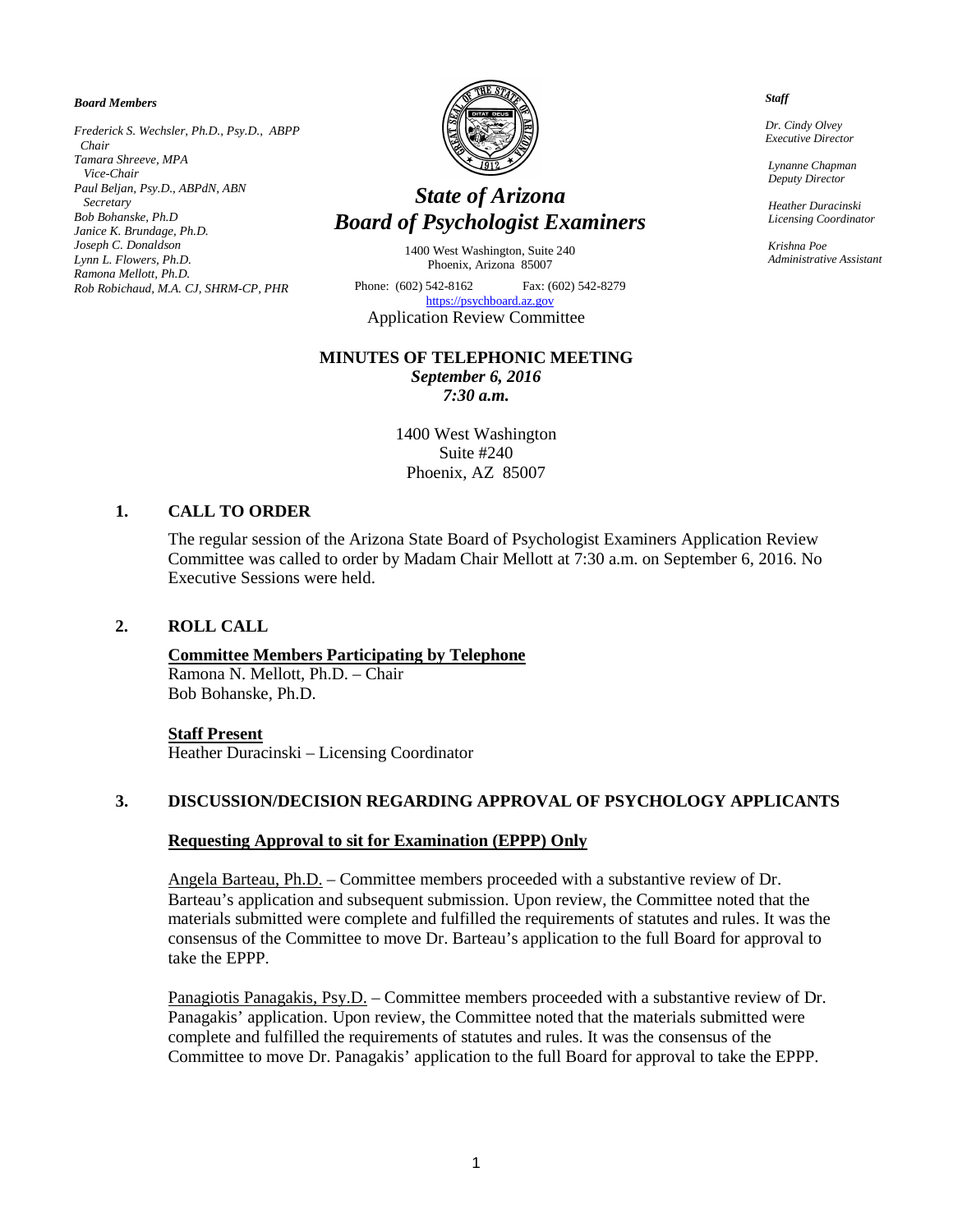*Board Members*

*Frederick S. Wechsler, Ph.D., Psy.D., ABPP*
*Chair*
*Tamara Shreeve, MPA*
*Vice-Chair*
*Paul Beljan, Psy.D., ABPdN, ABN*
*Secretary*
*Bob Bohanske, Ph.D*
*Janice K. Brundage, Ph.D.*
*Joseph C. Donaldson*
*Lynn L. Flowers, Ph.D.*
*Ramona Mellott, Ph.D.*
*Rob Robichaud, M.A. CJ, SHRM-CP, PHR*

# *State of Arizona*
# *Board of Psychologist Examiners*

1400 West Washington, Suite 240
Phoenix, Arizona 85007

Phone: (602) 542-8162 Fax: (602) 542-8279
https://psychboard.az.gov

Application Review Committee

*Staff*

*Dr. Cindy Olvey*
*Executive Director*

*Lynanne Chapman*
*Deputy Director*

*Heather Duracinski*
*Licensing Coordinator*

*Krishna Poe*
*Administrative Assistant*

**MINUTES OF TELEPHONIC MEETING**
***September 6, 2016***
***7:30 a.m.***

1400 West Washington
Suite #240
Phoenix, AZ 85007

## 1. CALL TO ORDER

The regular session of the Arizona State Board of Psychologist Examiners Application Review Committee was called to order by Madam Chair Mellott at 7:30 a.m. on September 6, 2016. No Executive Sessions were held.

## 2. ROLL CALL

**Committee Members Participating by Telephone**
Ramona N. Mellott, Ph.D. – Chair
Bob Bohanske, Ph.D.

**Staff Present**
Heather Duracinski – Licensing Coordinator

## 3. DISCUSSION/DECISION REGARDING APPROVAL OF PSYCHOLOGY APPLICANTS

**Requesting Approval to sit for Examination (EPPP) Only**

Angela Barteau, Ph.D. – Committee members proceeded with a substantive review of Dr. Barteau's application and subsequent submission. Upon review, the Committee noted that the materials submitted were complete and fulfilled the requirements of statutes and rules. It was the consensus of the Committee to move Dr. Barteau's application to the full Board for approval to take the EPPP.

Panagiotis Panagakis, Psy.D. – Committee members proceeded with a substantive review of Dr. Panagakis' application. Upon review, the Committee noted that the materials submitted were complete and fulfilled the requirements of statutes and rules. It was the consensus of the Committee to move Dr. Panagakis' application to the full Board for approval to take the EPPP.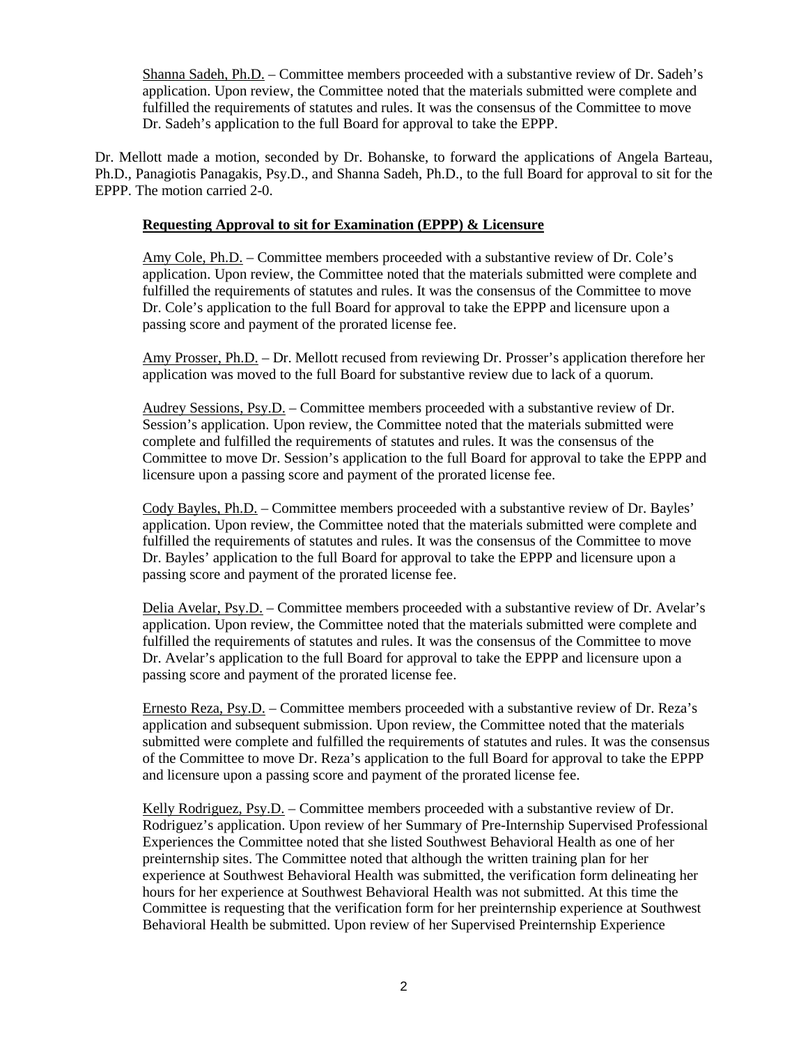Shanna Sadeh, Ph.D. – Committee members proceeded with a substantive review of Dr. Sadeh's application. Upon review, the Committee noted that the materials submitted were complete and fulfilled the requirements of statutes and rules. It was the consensus of the Committee to move Dr. Sadeh's application to the full Board for approval to take the EPPP.

Dr. Mellott made a motion, seconded by Dr. Bohanske, to forward the applications of Angela Barteau, Ph.D., Panagiotis Panagakis, Psy.D., and Shanna Sadeh, Ph.D., to the full Board for approval to sit for the EPPP. The motion carried 2-0.

**Requesting Approval to sit for Examination (EPPP) & Licensure**

Amy Cole, Ph.D. – Committee members proceeded with a substantive review of Dr. Cole's application. Upon review, the Committee noted that the materials submitted were complete and fulfilled the requirements of statutes and rules. It was the consensus of the Committee to move Dr. Cole's application to the full Board for approval to take the EPPP and licensure upon a passing score and payment of the prorated license fee.

Amy Prosser, Ph.D. – Dr. Mellott recused from reviewing Dr. Prosser's application therefore her application was moved to the full Board for substantive review due to lack of a quorum.

Audrey Sessions, Psy.D. – Committee members proceeded with a substantive review of Dr. Session's application. Upon review, the Committee noted that the materials submitted were complete and fulfilled the requirements of statutes and rules. It was the consensus of the Committee to move Dr. Session's application to the full Board for approval to take the EPPP and licensure upon a passing score and payment of the prorated license fee.

Cody Bayles, Ph.D. – Committee members proceeded with a substantive review of Dr. Bayles' application. Upon review, the Committee noted that the materials submitted were complete and fulfilled the requirements of statutes and rules. It was the consensus of the Committee to move Dr. Bayles' application to the full Board for approval to take the EPPP and licensure upon a passing score and payment of the prorated license fee.

Delia Avelar, Psy.D. – Committee members proceeded with a substantive review of Dr. Avelar's application. Upon review, the Committee noted that the materials submitted were complete and fulfilled the requirements of statutes and rules. It was the consensus of the Committee to move Dr. Avelar's application to the full Board for approval to take the EPPP and licensure upon a passing score and payment of the prorated license fee.

Ernesto Reza, Psy.D. – Committee members proceeded with a substantive review of Dr. Reza's application and subsequent submission. Upon review, the Committee noted that the materials submitted were complete and fulfilled the requirements of statutes and rules. It was the consensus of the Committee to move Dr. Reza's application to the full Board for approval to take the EPPP and licensure upon a passing score and payment of the prorated license fee.

Kelly Rodriguez, Psy.D. – Committee members proceeded with a substantive review of Dr. Rodriguez's application. Upon review of her Summary of Pre-Internship Supervised Professional Experiences the Committee noted that she listed Southwest Behavioral Health as one of her preinternship sites. The Committee noted that although the written training plan for her experience at Southwest Behavioral Health was submitted, the verification form delineating her hours for her experience at Southwest Behavioral Health was not submitted. At this time the Committee is requesting that the verification form for her preinternship experience at Southwest Behavioral Health be submitted. Upon review of her Supervised Preinternship Experience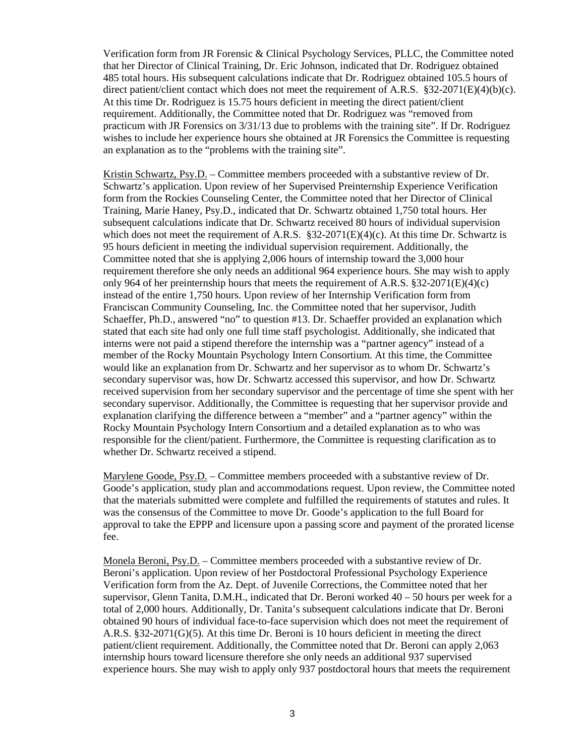Verification form from JR Forensic & Clinical Psychology Services, PLLC, the Committee noted that her Director of Clinical Training, Dr. Eric Johnson, indicated that Dr. Rodriguez obtained 485 total hours. His subsequent calculations indicate that Dr. Rodriguez obtained 105.5 hours of direct patient/client contact which does not meet the requirement of A.R.S. §32-2071(E)(4)(b)(c). At this time Dr. Rodriguez is 15.75 hours deficient in meeting the direct patient/client requirement. Additionally, the Committee noted that Dr. Rodriguez was "removed from practicum with JR Forensics on 3/31/13 due to problems with the training site". If Dr. Rodriguez wishes to include her experience hours she obtained at JR Forensics the Committee is requesting an explanation as to the "problems with the training site".

Kristin Schwartz, Psy.D. – Committee members proceeded with a substantive review of Dr. Schwartz's application. Upon review of her Supervised Preinternship Experience Verification form from the Rockies Counseling Center, the Committee noted that her Director of Clinical Training, Marie Haney, Psy.D., indicated that Dr. Schwartz obtained 1,750 total hours. Her subsequent calculations indicate that Dr. Schwartz received 80 hours of individual supervision which does not meet the requirement of A.R.S. §32-2071(E)(4)(c). At this time Dr. Schwartz is 95 hours deficient in meeting the individual supervision requirement. Additionally, the Committee noted that she is applying 2,006 hours of internship toward the 3,000 hour requirement therefore she only needs an additional 964 experience hours. She may wish to apply only 964 of her preinternship hours that meets the requirement of A.R.S. §32-2071(E)(4)(c) instead of the entire 1,750 hours. Upon review of her Internship Verification form from Franciscan Community Counseling, Inc. the Committee noted that her supervisor, Judith Schaeffer, Ph.D., answered "no" to question #13. Dr. Schaeffer provided an explanation which stated that each site had only one full time staff psychologist. Additionally, she indicated that interns were not paid a stipend therefore the internship was a "partner agency" instead of a member of the Rocky Mountain Psychology Intern Consortium. At this time, the Committee would like an explanation from Dr. Schwartz and her supervisor as to whom Dr. Schwartz's secondary supervisor was, how Dr. Schwartz accessed this supervisor, and how Dr. Schwartz received supervision from her secondary supervisor and the percentage of time she spent with her secondary supervisor. Additionally, the Committee is requesting that her supervisor provide and explanation clarifying the difference between a "member" and a "partner agency" within the Rocky Mountain Psychology Intern Consortium and a detailed explanation as to who was responsible for the client/patient. Furthermore, the Committee is requesting clarification as to whether Dr. Schwartz received a stipend.

Marylene Goode, Psy.D. – Committee members proceeded with a substantive review of Dr. Goode's application, study plan and accommodations request. Upon review, the Committee noted that the materials submitted were complete and fulfilled the requirements of statutes and rules. It was the consensus of the Committee to move Dr. Goode's application to the full Board for approval to take the EPPP and licensure upon a passing score and payment of the prorated license fee.

Monela Beroni, Psy.D. – Committee members proceeded with a substantive review of Dr. Beroni's application. Upon review of her Postdoctoral Professional Psychology Experience Verification form from the Az. Dept. of Juvenile Corrections, the Committee noted that her supervisor, Glenn Tanita, D.M.H., indicated that Dr. Beroni worked 40 – 50 hours per week for a total of 2,000 hours. Additionally, Dr. Tanita's subsequent calculations indicate that Dr. Beroni obtained 90 hours of individual face-to-face supervision which does not meet the requirement of A.R.S. §32-2071(G)(5). At this time Dr. Beroni is 10 hours deficient in meeting the direct patient/client requirement. Additionally, the Committee noted that Dr. Beroni can apply 2,063 internship hours toward licensure therefore she only needs an additional 937 supervised experience hours. She may wish to apply only 937 postdoctoral hours that meets the requirement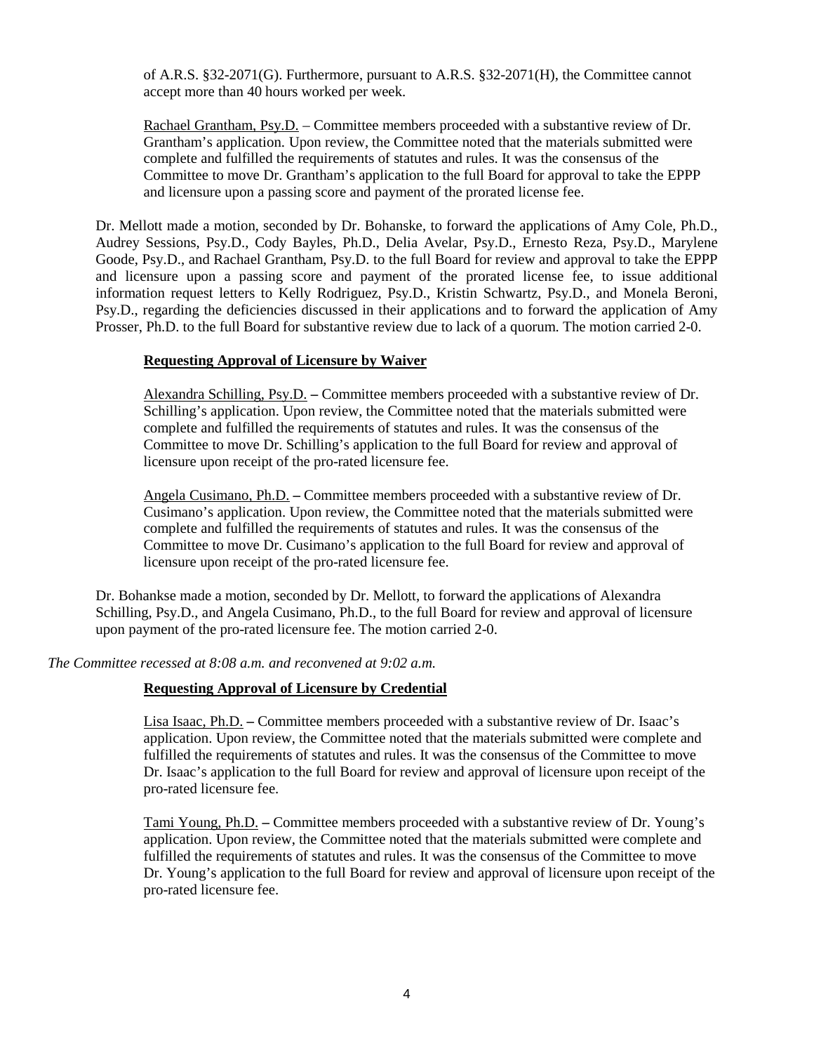of A.R.S. §32-2071(G). Furthermore, pursuant to A.R.S. §32-2071(H), the Committee cannot accept more than 40 hours worked per week.

Rachael Grantham, Psy.D. – Committee members proceeded with a substantive review of Dr. Grantham's application. Upon review, the Committee noted that the materials submitted were complete and fulfilled the requirements of statutes and rules. It was the consensus of the Committee to move Dr. Grantham's application to the full Board for approval to take the EPPP and licensure upon a passing score and payment of the prorated license fee.

Dr. Mellott made a motion, seconded by Dr. Bohanske, to forward the applications of Amy Cole, Ph.D., Audrey Sessions, Psy.D., Cody Bayles, Ph.D., Delia Avelar, Psy.D., Ernesto Reza, Psy.D., Marylene Goode, Psy.D., and Rachael Grantham, Psy.D. to the full Board for review and approval to take the EPPP and licensure upon a passing score and payment of the prorated license fee, to issue additional information request letters to Kelly Rodriguez, Psy.D., Kristin Schwartz, Psy.D., and Monela Beroni, Psy.D., regarding the deficiencies discussed in their applications and to forward the application of Amy Prosser, Ph.D. to the full Board for substantive review due to lack of a quorum. The motion carried 2-0.

**Requesting Approval of Licensure by Waiver**

Alexandra Schilling, Psy.D. **–** Committee members proceeded with a substantive review of Dr. Schilling's application. Upon review, the Committee noted that the materials submitted were complete and fulfilled the requirements of statutes and rules. It was the consensus of the Committee to move Dr. Schilling's application to the full Board for review and approval of licensure upon receipt of the pro-rated licensure fee.

Angela Cusimano, Ph.D. **–** Committee members proceeded with a substantive review of Dr. Cusimano's application. Upon review, the Committee noted that the materials submitted were complete and fulfilled the requirements of statutes and rules. It was the consensus of the Committee to move Dr. Cusimano's application to the full Board for review and approval of licensure upon receipt of the pro-rated licensure fee.

Dr. Bohankse made a motion, seconded by Dr. Mellott, to forward the applications of Alexandra Schilling, Psy.D., and Angela Cusimano, Ph.D., to the full Board for review and approval of licensure upon payment of the pro-rated licensure fee. The motion carried 2-0.

*The Committee recessed at 8:08 a.m. and reconvened at 9:02 a.m.*

**Requesting Approval of Licensure by Credential**

Lisa Isaac, Ph.D. **–** Committee members proceeded with a substantive review of Dr. Isaac's application. Upon review, the Committee noted that the materials submitted were complete and fulfilled the requirements of statutes and rules. It was the consensus of the Committee to move Dr. Isaac's application to the full Board for review and approval of licensure upon receipt of the pro-rated licensure fee.

Tami Young, Ph.D. **–** Committee members proceeded with a substantive review of Dr. Young's application. Upon review, the Committee noted that the materials submitted were complete and fulfilled the requirements of statutes and rules. It was the consensus of the Committee to move Dr. Young's application to the full Board for review and approval of licensure upon receipt of the pro-rated licensure fee.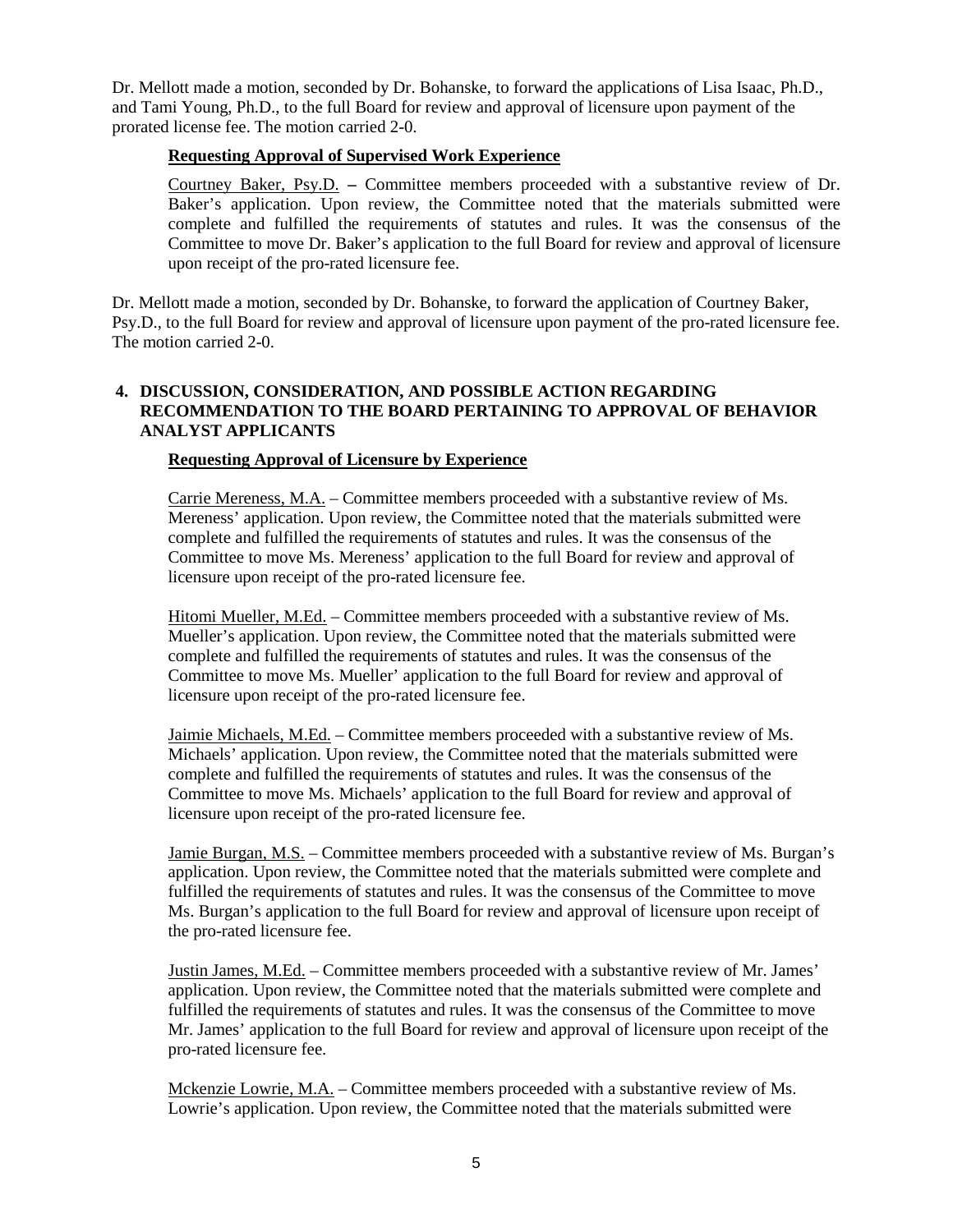Dr. Mellott made a motion, seconded by Dr. Bohanske, to forward the applications of Lisa Isaac, Ph.D., and Tami Young, Ph.D., to the full Board for review and approval of licensure upon payment of the prorated license fee. The motion carried 2-0.

**Requesting Approval of Supervised Work Experience**

Courtney Baker, Psy.D. – Committee members proceeded with a substantive review of Dr. Baker's application. Upon review, the Committee noted that the materials submitted were complete and fulfilled the requirements of statutes and rules. It was the consensus of the Committee to move Dr. Baker's application to the full Board for review and approval of licensure upon receipt of the pro-rated licensure fee.

Dr. Mellott made a motion, seconded by Dr. Bohanske, to forward the application of Courtney Baker, Psy.D., to the full Board for review and approval of licensure upon payment of the pro-rated licensure fee. The motion carried 2-0.

## 4. DISCUSSION, CONSIDERATION, AND POSSIBLE ACTION REGARDING RECOMMENDATION TO THE BOARD PERTAINING TO APPROVAL OF BEHAVIOR ANALYST APPLICANTS

**Requesting Approval of Licensure by Experience**

Carrie Mereness, M.A. – Committee members proceeded with a substantive review of Ms. Mereness' application. Upon review, the Committee noted that the materials submitted were complete and fulfilled the requirements of statutes and rules. It was the consensus of the Committee to move Ms. Mereness' application to the full Board for review and approval of licensure upon receipt of the pro-rated licensure fee.

Hitomi Mueller, M.Ed. – Committee members proceeded with a substantive review of Ms. Mueller's application. Upon review, the Committee noted that the materials submitted were complete and fulfilled the requirements of statutes and rules. It was the consensus of the Committee to move Ms. Mueller' application to the full Board for review and approval of licensure upon receipt of the pro-rated licensure fee.

Jaimie Michaels, M.Ed. – Committee members proceeded with a substantive review of Ms. Michaels' application. Upon review, the Committee noted that the materials submitted were complete and fulfilled the requirements of statutes and rules. It was the consensus of the Committee to move Ms. Michaels' application to the full Board for review and approval of licensure upon receipt of the pro-rated licensure fee.

Jamie Burgan, M.S. – Committee members proceeded with a substantive review of Ms. Burgan's application. Upon review, the Committee noted that the materials submitted were complete and fulfilled the requirements of statutes and rules. It was the consensus of the Committee to move Ms. Burgan's application to the full Board for review and approval of licensure upon receipt of the pro-rated licensure fee.

Justin James, M.Ed. – Committee members proceeded with a substantive review of Mr. James' application. Upon review, the Committee noted that the materials submitted were complete and fulfilled the requirements of statutes and rules. It was the consensus of the Committee to move Mr. James' application to the full Board for review and approval of licensure upon receipt of the pro-rated licensure fee.

Mckenzie Lowrie, M.A. – Committee members proceeded with a substantive review of Ms. Lowrie's application. Upon review, the Committee noted that the materials submitted were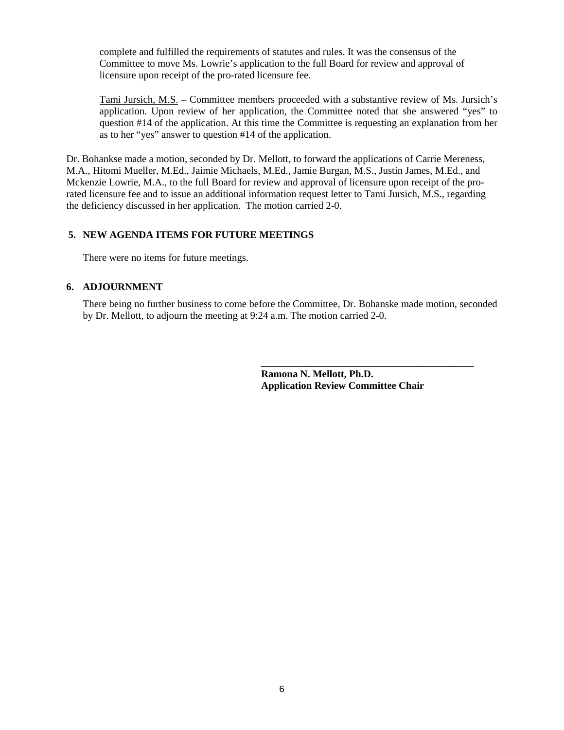complete and fulfilled the requirements of statutes and rules. It was the consensus of the Committee to move Ms. Lowrie's application to the full Board for review and approval of licensure upon receipt of the pro-rated licensure fee.

Tami Jursich, M.S. – Committee members proceeded with a substantive review of Ms. Jursich's application. Upon review of her application, the Committee noted that she answered "yes" to question #14 of the application. At this time the Committee is requesting an explanation from her as to her "yes" answer to question #14 of the application.

Dr. Bohankse made a motion, seconded by Dr. Mellott, to forward the applications of Carrie Mereness, M.A., Hitomi Mueller, M.Ed., Jaimie Michaels, M.Ed., Jamie Burgan, M.S., Justin James, M.Ed., and Mckenzie Lowrie, M.A., to the full Board for review and approval of licensure upon receipt of the pro-rated licensure fee and to issue an additional information request letter to Tami Jursich, M.S., regarding the deficiency discussed in her application. The motion carried 2-0.

## 5. NEW AGENDA ITEMS FOR FUTURE MEETINGS

There were no items for future meetings.

## 6. ADJOURNMENT

There being no further business to come before the Committee, Dr. Bohanske made motion, seconded by Dr. Mellott, to adjourn the meeting at 9:24 a.m. The motion carried 2-0.

\_\_\_\_\_\_\_\_\_\_\_\_\_\_\_\_\_\_\_\_\_\_\_\_\_\_\_\_\_\_\_\_\_\_\_\_\_\_\_\_\_\_

**Ramona N. Mellott, Ph.D.**
**Application Review Committee Chair**